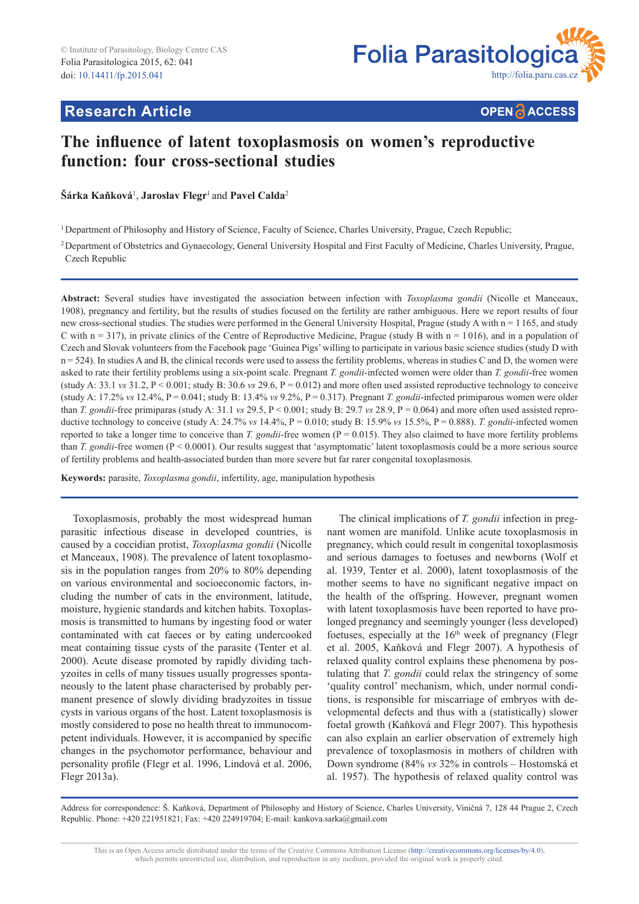Research Article

# The influence of latent toxoplasmosis on women's reproductive function: four cross-sectional studies

**Šárka Kaňková**[1], **Jaroslav Flegr**[1] and **Pavel Calda**[2]

[1] Department of Philosophy and History of Science, Faculty of Science, Charles University, Prague, Czech Republic;

[2] Department of Obstetrics and Gynaecology, General University Hospital and First Faculty of Medicine, Charles University, Prague, Czech Republic

**Abstract:** Several studies have investigated the association between infection with *Toxoplasma gondii* (Nicolle et Manceaux, 1908), pregnancy and fertility, but the results of studies focused on the fertility are rather ambiguous. Here we report results of four new cross-sectional studies. The studies were performed in the General University Hospital, Prague (study A with n = 1 165, and study C with n = 317), in private clinics of the Centre of Reproductive Medicine, Prague (study B with n = 1 016), and in a population of Czech and Slovak volunteers from the Facebook page 'Guinea Pigs' willing to participate in various basic science studies (study D with n = 524). In studies A and B, the clinical records were used to assess the fertility problems, whereas in studies C and D, the women were asked to rate their fertility problems using a six-point scale. Pregnant *T. gondii*-infected women were older than *T. gondii*-free women (study A: 33.1 *vs* 31.2, P < 0.001; study B: 30.6 *vs* 29.6, P = 0.012) and more often used assisted reproductive technology to conceive (study A: 17.2% *vs* 12.4%, P = 0.041; study B: 13.4% *vs* 9.2%, P = 0.317). Pregnant *T. gondii*-infected primiparous women were older than *T. gondii*-free primiparas (study A: 31.1 *vs* 29.5, P < 0.001; study B: 29.7 *vs* 28.9, P = 0.064) and more often used assisted reproductive technology to conceive (study A: 24.7% *vs* 14.4%, P = 0.010; study B: 15.9% *vs* 15.5%, P = 0.888). *T. gondii*-infected women reported to take a longer time to conceive than *T. gondii*-free women (P = 0.015). They also claimed to have more fertility problems than *T. gondii*-free women (P < 0.0001). Our results suggest that 'asymptomatic' latent toxoplasmosis could be a more serious source of fertility problems and health-associated burden than more severe but far rarer congenital toxoplasmosis.

**Keywords:** parasite, *Toxoplasma gondii*, infertility, age, manipulation hypothesis

Toxoplasmosis, probably the most widespread human parasitic infectious disease in developed countries, is caused by a coccidian protist, *Toxoplasma gondii* (Nicolle et Manceaux, 1908). The prevalence of latent toxoplasmosis in the population ranges from 20% to 80% depending on various environmental and socioeconomic factors, including the number of cats in the environment, latitude, moisture, hygienic standards and kitchen habits. Toxoplasmosis is transmitted to humans by ingesting food or water contaminated with cat faeces or by eating undercooked meat containing tissue cysts of the parasite (Tenter et al. 2000). Acute disease promoted by rapidly dividing tachyzoites in cells of many tissues usually progresses spontaneously to the latent phase characterised by probably permanent presence of slowly dividing bradyzoites in tissue cysts in various organs of the host. Latent toxoplasmosis is mostly considered to pose no health threat to immunocompetent individuals. However, it is accompanied by specific changes in the psychomotor performance, behaviour and personality profile (Flegr et al. 1996, Lindová et al. 2006, Flegr 2013a).

The clinical implications of *T. gondii* infection in pregnant women are manifold. Unlike acute toxoplasmosis in pregnancy, which could result in congenital toxoplasmosis and serious damages to foetuses and newborns (Wolf et al. 1939, Tenter et al. 2000), latent toxoplasmosis of the mother seems to have no significant negative impact on the health of the offspring. However, pregnant women with latent toxoplasmosis have been reported to have prolonged pregnancy and seemingly younger (less developed) foetuses, especially at the 16th week of pregnancy (Flegr et al. 2005, Kaňková and Flegr 2007). A hypothesis of relaxed quality control explains these phenomena by postulating that *T. gondii* could relax the stringency of some 'quality control' mechanism, which, under normal conditions, is responsible for miscarriage of embryos with developmental defects and thus with a (statistically) slower foetal growth (Kaňková and Flegr 2007). This hypothesis can also explain an earlier observation of extremely high prevalence of toxoplasmosis in mothers of children with Down syndrome (84% *vs* 32% in controls – Hostomská et al. 1957). The hypothesis of relaxed quality control was

Address for correspondence: Š. Kaňková, Department of Philosophy and History of Science, Charles University, Viničná 7, 128 44 Prague 2, Czech Republic. Phone: +420 221951821; Fax: +420 224919704; E-mail: kankova.sarka@gmail.com

This is an Open Access article distributed under the terms of the Creative Commons Attribution License (http://creativecommons.org/licenses/by/4.0), which permits unrestricted use, distribution, and reproduction in any medium, provided the original work is properly cited.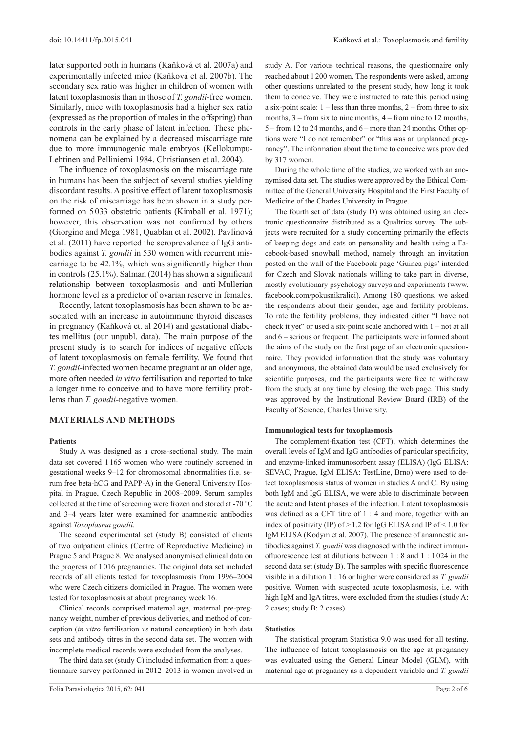later supported both in humans (Kaňková et al. 2007a) and experimentally infected mice (Kaňková et al. 2007b). The secondary sex ratio was higher in children of women with latent toxoplasmosis than in those of *T. gondii*-free women. Similarly, mice with toxoplasmosis had a higher sex ratio (expressed as the proportion of males in the offspring) than controls in the early phase of latent infection. These phenomena can be explained by a decreased miscarriage rate due to more immunogenic male embryos (Kellokumpu-Lehtinen and Pelliniemi 1984, Christiansen et al. 2004).

The influence of toxoplasmosis on the miscarriage rate in humans has been the subject of several studies yielding discordant results. A positive effect of latent toxoplasmosis on the risk of miscarriage has been shown in a study performed on 5 033 obstetric patients (Kimball et al. 1971); however, this observation was not confirmed by others (Giorgino and Mega 1981, Quablan et al. 2002). Pavlinová et al. (2011) have reported the seroprevalence of IgG antibodies against *T. gondii* in 530 women with recurrent miscarriage to be 42.1%, which was significantly higher than in controls (25.1%). Salman (2014) has shown a significant relationship between toxoplasmosis and anti-Mullerian hormone level as a predictor of ovarian reserve in females.

Recently, latent toxoplasmosis has been shown to be associated with an increase in autoimmune thyroid diseases in pregnancy (Kaňková et. al 2014) and gestational diabetes mellitus (our unpubl. data). The main purpose of the present study is to search for indices of negative effects of latent toxoplasmosis on female fertility. We found that *T. gondii*-infected women became pregnant at an older age, more often needed *in vitro* fertilisation and reported to take a longer time to conceive and to have more fertility problems than *T. gondii*-negative women.

## MATERIALS AND METHODS

### Patients

Study A was designed as a cross-sectional study. The main data set covered 1 165 women who were routinely screened in gestational weeks 9–12 for chromosomal abnormalities (i.e. serum free beta-hCG and PAPP-A) in the General University Hospital in Prague, Czech Republic in 2008–2009. Serum samples collected at the time of screening were frozen and stored at -70 °C and 3–4 years later were examined for anamnestic antibodies against *Toxoplasma gondii.*

The second experimental set (study B) consisted of clients of two outpatient clinics (Centre of Reproductive Medicine) in Prague 5 and Prague 8. We analysed anonymised clinical data on the progress of 1 016 pregnancies. The original data set included records of all clients tested for toxoplasmosis from 1996–2004 who were Czech citizens domiciled in Prague. The women were tested for toxoplasmosis at about pregnancy week 16.

Clinical records comprised maternal age, maternal pre-pregnancy weight, number of previous deliveries, and method of conception (*in vitro* fertilisation *vs* natural conception) in both data sets and antibody titres in the second data set. The women with incomplete medical records were excluded from the analyses.

The third data set (study C) included information from a questionnaire survey performed in 2012–2013 in women involved in study A. For various technical reasons, the questionnaire only reached about 1 200 women. The respondents were asked, among other questions unrelated to the present study, how long it took them to conceive. They were instructed to rate this period using a six-point scale: 1 – less than three months, 2 – from three to six months, 3 – from six to nine months, 4 – from nine to 12 months, 5 – from 12 to 24 months, and 6 – more than 24 months. Other options were "I do not remember" or "this was an unplanned pregnancy". The information about the time to conceive was provided by 317 women.

During the whole time of the studies, we worked with an anonymised data set. The studies were approved by the Ethical Committee of the General University Hospital and the First Faculty of Medicine of the Charles University in Prague.

The fourth set of data (study D) was obtained using an electronic questionnaire distributed as a Qualtrics survey. The subjects were recruited for a study concerning primarily the effects of keeping dogs and cats on personality and health using a Facebook-based snowball method, namely through an invitation posted on the wall of the Facebook page 'Guinea pigs' intended for Czech and Slovak nationals willing to take part in diverse, mostly evolutionary psychology surveys and experiments (www.facebook.com/pokusnikralici). Among 180 questions, we asked the respondents about their gender, age and fertility problems. To rate the fertility problems, they indicated either "I have not check it yet" or used a six-point scale anchored with 1 – not at all and 6 – serious or frequent. The participants were informed about the aims of the study on the first page of an electronic questionnaire. They provided information that the study was voluntary and anonymous, the obtained data would be used exclusively for scientific purposes, and the participants were free to withdraw from the study at any time by closing the web page. This study was approved by the Institutional Review Board (IRB) of the Faculty of Science, Charles University.

### Immunological tests for toxoplasmosis

The complement-fixation test (CFT), which determines the overall levels of IgM and IgG antibodies of particular specificity, and enzyme-linked immunosorbent assay (ELISA) (IgG ELISA: SEVAC, Prague, IgM ELISA: TestLine, Brno) were used to detect toxoplasmosis status of women in studies A and C. By using both IgM and IgG ELISA, we were able to discriminate between the acute and latent phases of the infection. Latent toxoplasmosis was defined as a CFT titre of 1 : 4 and more, together with an index of positivity (IP) of > 1.2 for IgG ELISA and IP of < 1.0 for IgM ELISA (Kodym et al. 2007). The presence of anamnestic antibodies against *T. gondii* was diagnosed with the indirect immunofluorescence test at dilutions between 1 : 8 and 1 : 1 024 in the second data set (study B). The samples with specific fluorescence visible in a dilution 1 : 16 or higher were considered as *T. gondii* positive. Women with suspected acute toxoplasmosis, i.e. with high IgM and IgA titres, were excluded from the studies (study A: 2 cases; study B: 2 cases).

### Statistics

The statistical program Statistica 9.0 was used for all testing. The influence of latent toxoplasmosis on the age at pregnancy was evaluated using the General Linear Model (GLM), with maternal age at pregnancy as a dependent variable and *T. gondii*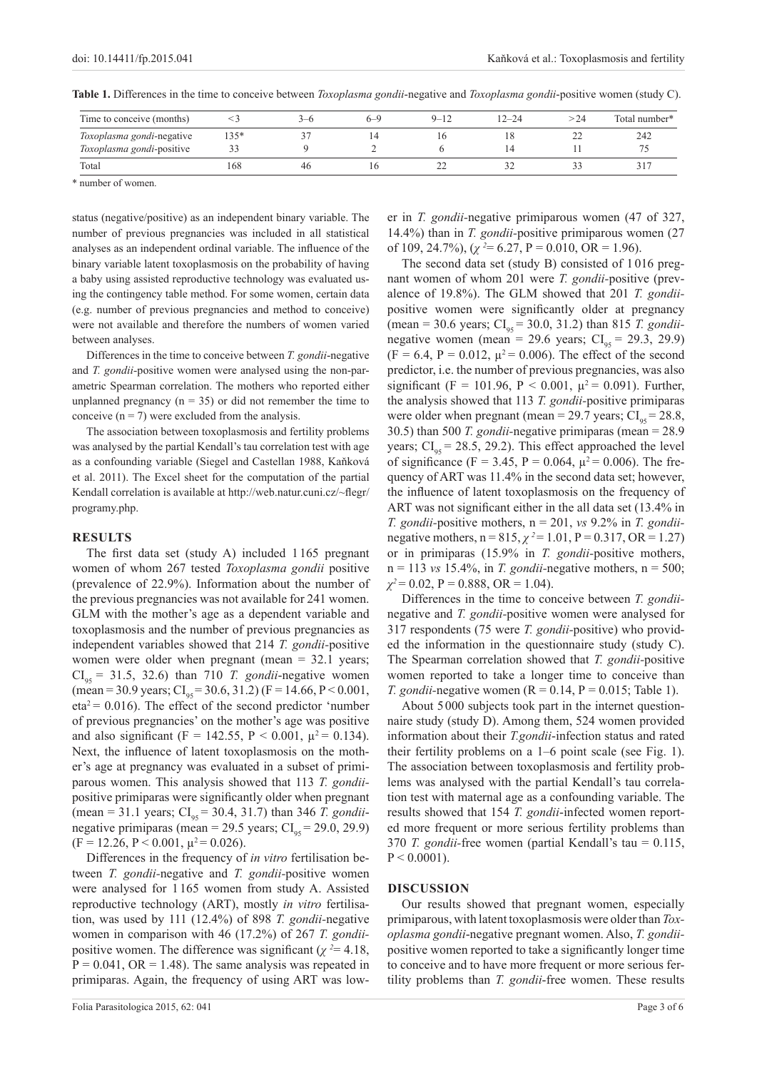**Table 1.** Differences in the time to conceive between *Toxoplasma gondii*-negative and *Toxoplasma gondii*-positive women (study C).

| Time to conceive (months) | <3 | 3–6 | 6–9 | 9–12 | 12–24 | >24 | Total number* |
|---|---|---|---|---|---|---|---|
| *Toxoplasma gondii*-negative | 135* | 37 | 14 | 16 | 18 | 22 | 242 |
| *Toxoplasma gondi*-positive | 33 | 9 | 2 | 6 | 14 | 11 | 75 |
| Total | 168 | 46 | 16 | 22 | 32 | 33 | 317 |

\* number of women.

status (negative/positive) as an independent binary variable. The number of previous pregnancies was included in all statistical analyses as an independent ordinal variable. The influence of the binary variable latent toxoplasmosis on the probability of having a baby using assisted reproductive technology was evaluated using the contingency table method. For some women, certain data (e.g. number of previous pregnancies and method to conceive) were not available and therefore the numbers of women varied between analyses.

Differences in the time to conceive between *T. gondii*-negative and *T. gondii*-positive women were analysed using the non-parametric Spearman correlation. The mothers who reported either unplanned pregnancy (n = 35) or did not remember the time to conceive (n = 7) were excluded from the analysis.

The association between toxoplasmosis and fertility problems was analysed by the partial Kendall's tau correlation test with age as a confounding variable (Siegel and Castellan 1988, Kaňková et al. 2011). The Excel sheet for the computation of the partial Kendall correlation is available at http://web.natur.cuni.cz/~flegr/programy.php.

## RESULTS

The first data set (study A) included 1 165 pregnant women of whom 267 tested *Toxoplasma gondii* positive (prevalence of 22.9%). Information about the number of the previous pregnancies was not available for 241 women. GLM with the mother's age as a dependent variable and toxoplasmosis and the number of previous pregnancies as independent variables showed that 214 *T. gondii*-positive women were older when pregnant (mean = 32.1 years; $CI_{95}$ = 31.5, 32.6) than 710 *T. gondii*-negative women (mean = 30.9 years; $CI_{95}$ = 30.6, 31.2) (F = 14.66, P < 0.001, $eta^2$ = 0.016). The effect of the second predictor 'number of previous pregnancies' on the mother's age was positive and also significant (F = 142.55, P < 0.001, $\mu^2$ = 0.134). Next, the influence of latent toxoplasmosis on the mother's age at pregnancy was evaluated in a subset of primiparous women. This analysis showed that 113 *T. gondii*-positive primiparas were significantly older when pregnant (mean = 31.1 years; $CI_{95}$ = 30.4, 31.7) than 346 *T. gondii*-negative primiparas (mean = 29.5 years; $CI_{95}$ = 29.0, 29.9) (F = 12.26, P < 0.001, $\mu^2$ = 0.026).

Differences in the frequency of *in vitro* fertilisation between *T. gondii*-negative and *T. gondii*-positive women were analysed for 1 165 women from study A. Assisted reproductive technology (ART), mostly *in vitro* fertilisation, was used by 111 (12.4%) of 898 *T. gondii*-negative women in comparison with 46 (17.2%) of 267 *T. gondii*-positive women. The difference was significant ($\chi^2$ = 4.18, P = 0.041, OR = 1.48). The same analysis was repeated in primiparas. Again, the frequency of using ART was lower in *T. gondii*-negative primiparous women (47 of 327, 14.4%) than in *T. gondii*-positive primiparous women (27 of 109, 24.7%), ($\chi^2$ = 6.27, P = 0.010, OR = 1.96).

The second data set (study B) consisted of 1 016 pregnant women of whom 201 were *T. gondii*-positive (prevalence of 19.8%). The GLM showed that 201 *T. gondii*-positive women were significantly older at pregnancy (mean = 30.6 years; $CI_{95}$ = 30.0, 31.2) than 815 *T. gondii*-negative women (mean = 29.6 years; $CI_{95}$ = 29.3, 29.9) (F = 6.4, P = 0.012, $\mu^2$ = 0.006). The effect of the second predictor, i.e. the number of previous pregnancies, was also significant (F = 101.96, P < 0.001, $\mu^2$ = 0.091). Further, the analysis showed that 113 *T. gondii*-positive primiparas were older when pregnant (mean = 29.7 years; $CI_{95}$ = 28.8, 30.5) than 500 *T. gondii*-negative primiparas (mean = 28.9 years; $CI_{95}$ = 28.5, 29.2). This effect approached the level of significance (F = 3.45, P = 0.064, $\mu^2$ = 0.006). The frequency of ART was 11.4% in the second data set; however, the influence of latent toxoplasmosis on the frequency of ART was not significant either in the all data set (13.4% in *T. gondii*-positive mothers, n = 201, *vs* 9.2% in *T. gondii*-negative mothers, n = 815, $\chi^2$ = 1.01, P = 0.317, OR = 1.27) or in primiparas (15.9% in *T. gondii*-positive mothers, n = 113 *vs* 15.4%, in *T. gondii*-negative mothers, n = 500; $\chi^2$ = 0.02, P = 0.888, OR = 1.04).

Differences in the time to conceive between *T. gondii*-negative and *T. gondii*-positive women were analysed for 317 respondents (75 were *T. gondii*-positive) who provided the information in the questionnaire study (study C). The Spearman correlation showed that *T. gondii*-positive women reported to take a longer time to conceive than *T. gondii*-negative women (R = 0.14, P = 0.015; Table 1).

About 5 000 subjects took part in the internet questionnaire study (study D). Among them, 524 women provided information about their *T.gondii*-infection status and rated their fertility problems on a 1–6 point scale (see Fig. 1). The association between toxoplasmosis and fertility problems was analysed with the partial Kendall's tau correlation test with maternal age as a confounding variable. The results showed that 154 *T. gondii*-infected women reported more frequent or more serious fertility problems than 370 *T. gondii*-free women (partial Kendall's tau = 0.115, P < 0.0001).

## DISCUSSION

Our results showed that pregnant women, especially primiparous, with latent toxoplasmosis were older than *Toxoplasma gondii*-negative pregnant women. Also, *T. gondii*-positive women reported to take a significantly longer time to conceive and to have more frequent or more serious fertility problems than *T. gondii*-free women. These results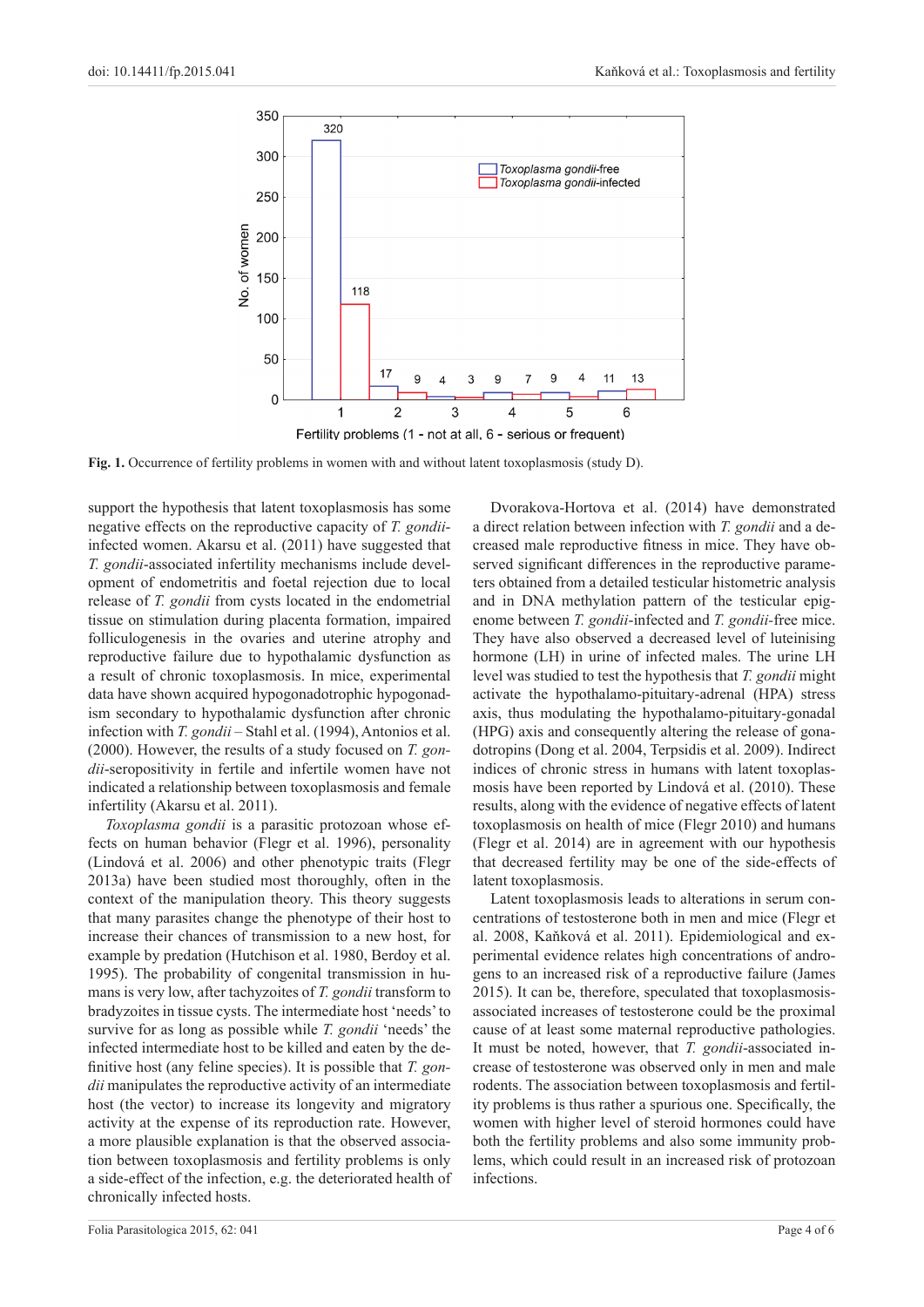**Fig. 1.** Occurrence of fertility problems in women with and without latent toxoplasmosis (study D).

support the hypothesis that latent toxoplasmosis has some negative effects on the reproductive capacity of *T. gondii*-infected women. Akarsu et al. (2011) have suggested that *T. gondii*-associated infertility mechanisms include development of endometritis and foetal rejection due to local release of *T. gondii* from cysts located in the endometrial tissue on stimulation during placenta formation, impaired folliculogenesis in the ovaries and uterine atrophy and reproductive failure due to hypothalamic dysfunction as a result of chronic toxoplasmosis. In mice, experimental data have shown acquired hypogonadotrophic hypogonadism secondary to hypothalamic dysfunction after chronic infection with *T. gondii* – Stahl et al. (1994), Antonios et al. (2000). However, the results of a study focused on *T. gondii*-seropositivity in fertile and infertile women have not indicated a relationship between toxoplasmosis and female infertility (Akarsu et al. 2011).

*Toxoplasma gondii* is a parasitic protozoan whose effects on human behavior (Flegr et al. 1996), personality (Lindová et al. 2006) and other phenotypic traits (Flegr 2013a) have been studied most thoroughly, often in the context of the manipulation theory. This theory suggests that many parasites change the phenotype of their host to increase their chances of transmission to a new host, for example by predation (Hutchison et al. 1980, Berdoy et al. 1995). The probability of congenital transmission in humans is very low, after tachyzoites of *T. gondii* transform to bradyzoites in tissue cysts. The intermediate host 'needs' to survive for as long as possible while *T. gondii* 'needs' the infected intermediate host to be killed and eaten by the definitive host (any feline species). It is possible that *T. gondii* manipulates the reproductive activity of an intermediate host (the vector) to increase its longevity and migratory activity at the expense of its reproduction rate. However, a more plausible explanation is that the observed association between toxoplasmosis and fertility problems is only a side-effect of the infection, e.g. the deteriorated health of chronically infected hosts.

Dvorakova-Hortova et al. (2014) have demonstrated a direct relation between infection with *T. gondii* and a decreased male reproductive fitness in mice. They have observed significant differences in the reproductive parameters obtained from a detailed testicular histometric analysis and in DNA methylation pattern of the testicular epigenome between *T. gondii*-infected and *T. gondii*-free mice. They have also observed a decreased level of luteinising hormone (LH) in urine of infected males. The urine LH level was studied to test the hypothesis that *T. gondii* might activate the hypothalamo-pituitary-adrenal (HPA) stress axis, thus modulating the hypothalamo-pituitary-gonadal (HPG) axis and consequently altering the release of gonadotropins (Dong et al. 2004, Terpsidis et al. 2009). Indirect indices of chronic stress in humans with latent toxoplasmosis have been reported by Lindová et al. (2010). These results, along with the evidence of negative effects of latent toxoplasmosis on health of mice (Flegr 2010) and humans (Flegr et al. 2014) are in agreement with our hypothesis that decreased fertility may be one of the side-effects of latent toxoplasmosis.

Latent toxoplasmosis leads to alterations in serum concentrations of testosterone both in men and mice (Flegr et al. 2008, Kaňková et al. 2011). Epidemiological and experimental evidence relates high concentrations of androgens to an increased risk of a reproductive failure (James 2015). It can be, therefore, speculated that toxoplasmosis-associated increases of testosterone could be the proximal cause of at least some maternal reproductive pathologies. It must be noted, however, that *T. gondii*-associated increase of testosterone was observed only in men and male rodents. The association between toxoplasmosis and fertility problems is thus rather a spurious one. Specifically, the women with higher level of steroid hormones could have both the fertility problems and also some immunity problems, which could result in an increased risk of protozoan infections.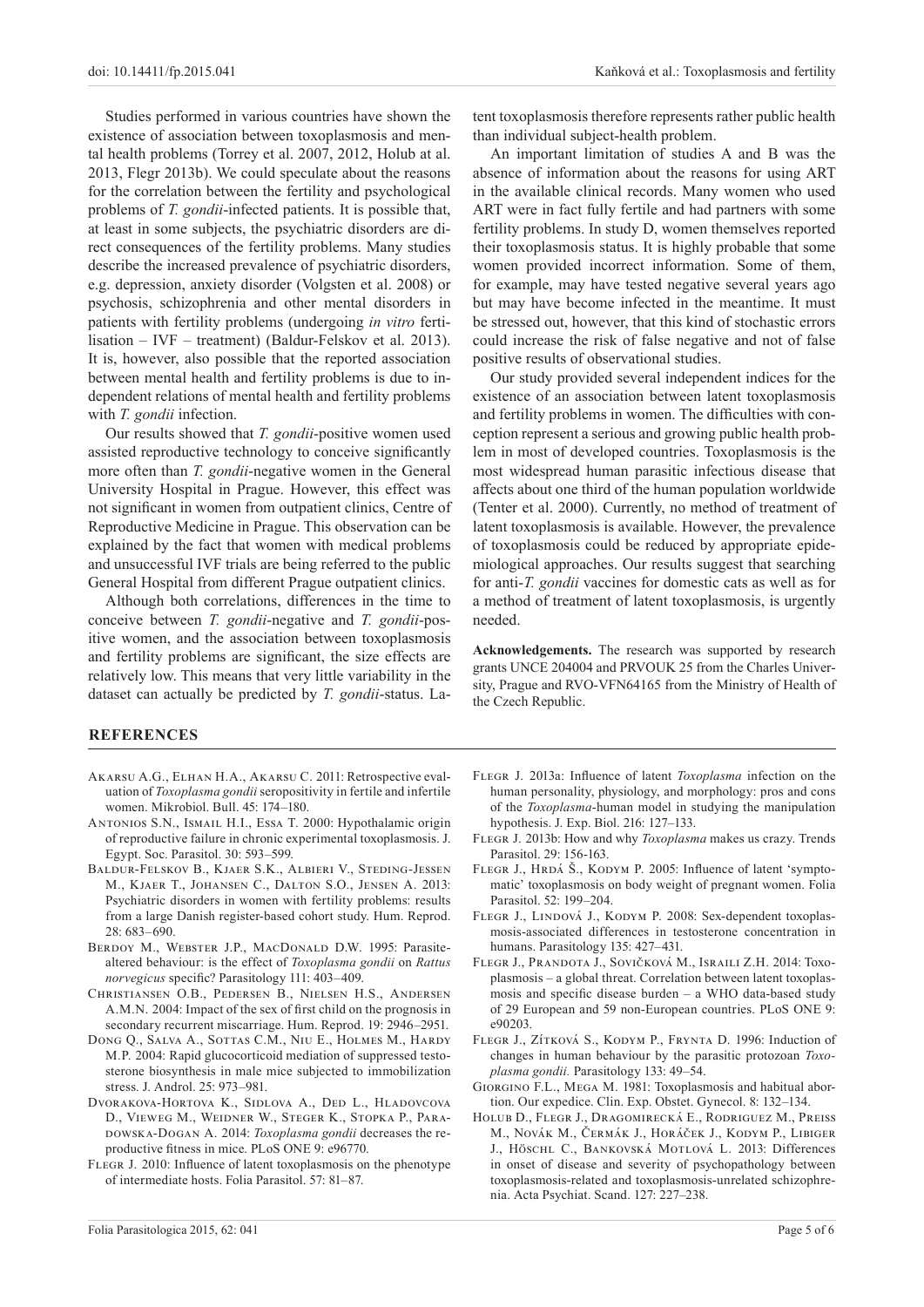Studies performed in various countries have shown the existence of association between toxoplasmosis and mental health problems (Torrey et al. 2007, 2012, Holub at al. 2013, Flegr 2013b). We could speculate about the reasons for the correlation between the fertility and psychological problems of *T. gondii*-infected patients. It is possible that, at least in some subjects, the psychiatric disorders are direct consequences of the fertility problems. Many studies describe the increased prevalence of psychiatric disorders, e.g. depression, anxiety disorder (Volgsten et al. 2008) or psychosis, schizophrenia and other mental disorders in patients with fertility problems (undergoing *in vitro* fertilisation – IVF – treatment) (Baldur-Felskov et al. 2013). It is, however, also possible that the reported association between mental health and fertility problems is due to independent relations of mental health and fertility problems with *T. gondii* infection.

Our results showed that *T. gondii*-positive women used assisted reproductive technology to conceive significantly more often than *T. gondii*-negative women in the General University Hospital in Prague. However, this effect was not significant in women from outpatient clinics, Centre of Reproductive Medicine in Prague. This observation can be explained by the fact that women with medical problems and unsuccessful IVF trials are being referred to the public General Hospital from different Prague outpatient clinics.

Although both correlations, differences in the time to conceive between *T. gondii*-negative and *T. gondii*-positive women, and the association between toxoplasmosis and fertility problems are significant, the size effects are relatively low. This means that very little variability in the dataset can actually be predicted by *T. gondii*-status. Latent toxoplasmosis therefore represents rather public health than individual subject-health problem.

An important limitation of studies A and B was the absence of information about the reasons for using ART in the available clinical records. Many women who used ART were in fact fully fertile and had partners with some fertility problems. In study D, women themselves reported their toxoplasmosis status. It is highly probable that some women provided incorrect information. Some of them, for example, may have tested negative several years ago but may have become infected in the meantime. It must be stressed out, however, that this kind of stochastic errors could increase the risk of false negative and not of false positive results of observational studies.

Our study provided several independent indices for the existence of an association between latent toxoplasmosis and fertility problems in women. The difficulties with conception represent a serious and growing public health problem in most of developed countries. Toxoplasmosis is the most widespread human parasitic infectious disease that affects about one third of the human population worldwide (Tenter et al. 2000). Currently, no method of treatment of latent toxoplasmosis is available. However, the prevalence of toxoplasmosis could be reduced by appropriate epidemiological approaches. Our results suggest that searching for anti-*T. gondii* vaccines for domestic cats as well as for a method of treatment of latent toxoplasmosis, is urgently needed.

**Acknowledgements.** The research was supported by research grants UNCE 204004 and PRVOUK 25 from the Charles University, Prague and RVO-VFN64165 from the Ministry of Health of the Czech Republic.

## REFERENCES

Akarsu A.G., Elhan H.A., Akarsu C. 2011: Retrospective evaluation of *Toxoplasma gondii* seropositivity in fertile and infertile women. Mikrobiol. Bull. 45: 174–180.

Antonios S.N., Ismail H.I., Essa T. 2000: Hypothalamic origin of reproductive failure in chronic experimental toxoplasmosis. J. Egypt. Soc. Parasitol. 30: 593–599.

Baldur-Felskov B., Kjaer S.K., Albieri V., Steding-Jessen M., Kjaer T., Johansen C., Dalton S.O., Jensen A. 2013: Psychiatric disorders in women with fertility problems: results from a large Danish register-based cohort study. Hum. Reprod. 28: 683–690.

Berdoy M., Webster J.P., MacDonald D.W. 1995: Parasite-altered behaviour: is the effect of *Toxoplasma gondii* on *Rattus norvegicus* specific? Parasitology 111: 403–409.

Christiansen O.B., Pedersen B., Nielsen H.S., Andersen A.M.N. 2004: Impact of the sex of first child on the prognosis in secondary recurrent miscarriage. Hum. Reprod. 19: 2946–2951.

Dong Q., Salva A., Sottas C.M., Niu E., Holmes M., Hardy M.P. 2004: Rapid glucocorticoid mediation of suppressed testosterone biosynthesis in male mice subjected to immobilization stress. J. Androl. 25: 973–981.

Dvorakova-Hortova K., Sidlova A., Ded L., Hladovcova D., Vieweg M., Weidner W., Steger K., Stopka P., Paradowska-Dogan A. 2014: *Toxoplasma gondii* decreases the reproductive fitness in mice. PLoS ONE 9: e96770.

Flegr J. 2010: Influence of latent toxoplasmosis on the phenotype of intermediate hosts. Folia Parasitol. 57: 81–87.

Flegr J. 2013a: Influence of latent *Toxoplasma* infection on the human personality, physiology, and morphology: pros and cons of the *Toxoplasma*-human model in studying the manipulation hypothesis. J. Exp. Biol. 216: 127–133.

Flegr J. 2013b: How and why *Toxoplasma* makes us crazy. Trends Parasitol. 29: 156-163.

Flegr J., Hrdá Š., Kodym P. 2005: Influence of latent 'symptomatic' toxoplasmosis on body weight of pregnant women. Folia Parasitol. 52: 199–204.

Flegr J., Lindová J., Kodym P. 2008: Sex-dependent toxoplasmosis-associated differences in testosterone concentration in humans. Parasitology 135: 427–431.

Flegr J., Prandota J., Sovičková M., Israili Z.H. 2014: Toxoplasmosis – a global threat. Correlation between latent toxoplasmosis and specific disease burden – a WHO data-based study of 29 European and 59 non-European countries. PLoS ONE 9: e90203.

Flegr J., Zítková S., Kodym P., Frynta D. 1996: Induction of changes in human behaviour by the parasitic protozoan *Toxoplasma gondii.* Parasitology 133: 49–54.

Giorgino F.L., Mega M. 1981: Toxoplasmosis and habitual abortion. Our expedice. Clin. Exp. Obstet. Gynecol. 8: 132–134.

Holub D., Flegr J., Dragomirecká E., Rodriguez M., Preiss M., Novák M., Čermák J., Horáček J., Kodym P., Libiger J., Höschl C., Bankovská Motlová L. 2013: Differences in onset of disease and severity of psychopathology between toxoplasmosis-related and toxoplasmosis-unrelated schizophrenia. Acta Psychiat. Scand. 127: 227–238.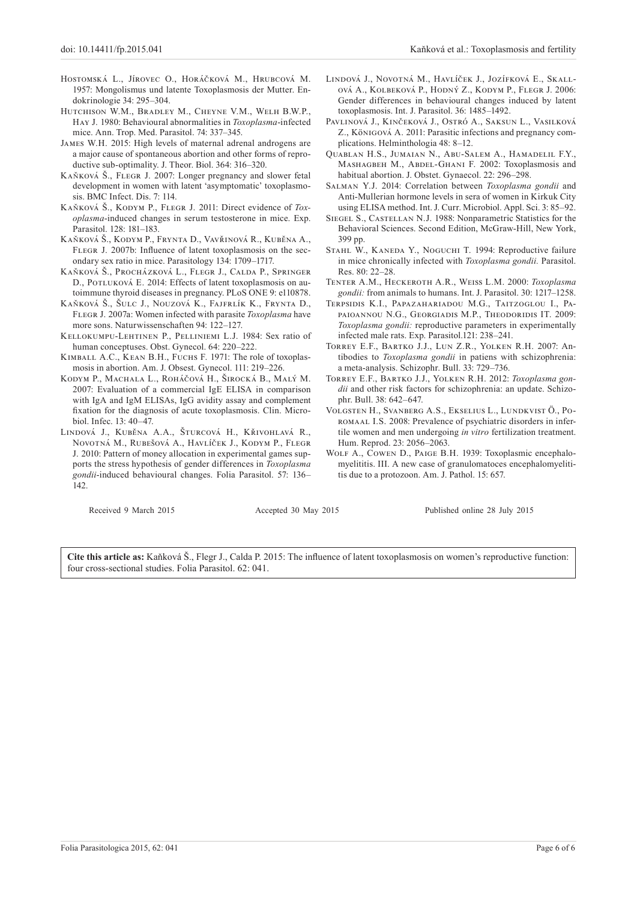Hostomská L., Jírovec O., Horáčková M., Hrubcová M. 1957: Mongolismus und latente Toxoplasmosis der Mutter. Endokrinologie 34: 295–304.

Hutchison W.M., Bradley M., Cheyne V.M., Welh B.W.P., Hay J. 1980: Behavioural abnormalities in *Toxoplasma*-infected mice. Ann. Trop. Med. Parasitol. 74: 337–345.

James W.H. 2015: High levels of maternal adrenal androgens are a major cause of spontaneous abortion and other forms of reproductive sub-optimality. J. Theor. Biol. 364: 316–320.

Kaňková Š., Flegr J. 2007: Longer pregnancy and slower fetal development in women with latent 'asymptomatic' toxoplasmosis. BMC Infect. Dis. 7: 114.

Kaňková Š., Kodym P., Flegr J. 2011: Direct evidence of *Toxoplasma*-induced changes in serum testosterone in mice. Exp. Parasitol. 128: 181–183.

Kaňková Š., Kodym P., Frynta D., Vavřinová R., Kuběna A., Flegr J. 2007b: Influence of latent toxoplasmosis on the secondary sex ratio in mice. Parasitology 134: 1709–1717.

Kaňková Š., Procházková L., Flegr J., Calda P., Springer D., Potluková E. 2014: Effects of latent toxoplasmosis on autoimmune thyroid diseases in pregnancy. PLoS ONE 9: e110878.

Kaňková Š., Šulc J., Nouzová K., Fajfrlík K., Frynta D., Flegr J. 2007a: Women infected with parasite *Toxoplasma* have more sons. Naturwissenschaften 94: 122–127.

Kellokumpu-Lehtinen P., Pelliniemi L.J. 1984: Sex ratio of human conceptuses. Obst. Gynecol. 64: 220–222.

Kimball A.C., Kean B.H., Fuchs F. 1971: The role of toxoplasmosis in abortion. Am. J. Obsest. Gynecol. 111: 219–226.

Kodym P., Machala L., Roháčová H., Širocká B., Malý M. 2007: Evaluation of a commercial IgE ELISA in comparison with IgA and IgM ELISAs, IgG avidity assay and complement fixation for the diagnosis of acute toxoplasmosis. Clin. Microbiol. Infec. 13: 40–47.

Lindová J., Kuběna A.A., Šturcová H., Křivohlavá R., Novotná M., Rubešová A., Havlíček J., Kodym P., Flegr J. 2010: Pattern of money allocation in experimental games supports the stress hypothesis of gender differences in *Toxoplasma gondii*-induced behavioural changes. Folia Parasitol. 57: 136–142.

Lindová J., Novotná M., Havlíček J., Jozífková E., Skallová A., Kolbeková P., Hodný Z., Kodym P., Flegr J. 2006: Gender differences in behavioural changes induced by latent toxoplasmosis. Int. J. Parasitol. 36: 1485–1492.

Pavlinová J., Kinčeková J., Ostró A., Saksun L., Vasilková Z., Königová A. 2011: Parasitic infections and pregnancy complications. Helminthologia 48: 8–12.

Quablan H.S., Jumaian N., Abu-Salem A., Hamadelil F.Y., Mashagbeh M., Abdel-Ghani F. 2002: Toxoplasmosis and habitual abortion. J. Obstet. Gynaecol. 22: 296–298.

Salman Y.J. 2014: Correlation between *Toxoplasma gondii* and Anti-Mullerian hormone levels in sera of women in Kirkuk City using ELISA method. Int. J. Curr. Microbiol. Appl. Sci. 3: 85–92.

Siegel S., Castellan N.J. 1988: Nonparametric Statistics for the Behavioral Sciences. Second Edition, McGraw-Hill, New York, 399 pp.

Stahl W., Kaneda Y., Noguchi T. 1994: Reproductive failure in mice chronically infected with *Toxoplasma gondii*. Parasitol. Res. 80: 22–28.

Tenter A.M., Heckeroth A.R., Weiss L.M. 2000: *Toxoplasma gondii:* from animals to humans. Int. J. Parasitol. 30: 1217–1258.

Terpsidis K.I., Papazahariadou M.G., Taitzoglou I., Papaioannou N.G., Georgiadis M.P., Theodoridis IT. 2009: *Toxoplasma gondii:* reproductive parameters in experimentally infected male rats. Exp. Parasitol.121: 238–241.

Torrey E.F., Bartko J.J., Lun Z.R., Yolken R.H. 2007: Antibodies to *Toxoplasma gondii* in patiens with schizophrenia: a meta-analysis. Schizophr. Bull. 33: 729–736.

Torrey E.F., Bartko J.J., Yolken R.H. 2012: *Toxoplasma gondii* and other risk factors for schizophrenia: an update. Schizophr. Bull. 38: 642–647.

Volgsten H., Svanberg A.S., Ekselius L., Lundkvist Ö., Poromaal I.S. 2008: Prevalence of psychiatric disorders in infertile women and men undergoing *in vitro* fertilization treatment. Hum. Reprod. 23: 2056–2063.

Wolf A., Cowen D., Paige B.H. 1939: Toxoplasmic encephalomyelititis. III. A new case of granulomatoces encephalomyelititis due to a protozoon. Am. J. Pathol. 15: 657.

Received 9 March 2015 Accepted 30 May 2015 Published online 28 July 2015

**Cite this article as:** Kaňková Š., Flegr J., Calda P. 2015: The influence of latent toxoplasmosis on women's reproductive function: four cross-sectional studies. Folia Parasitol. 62: 041.